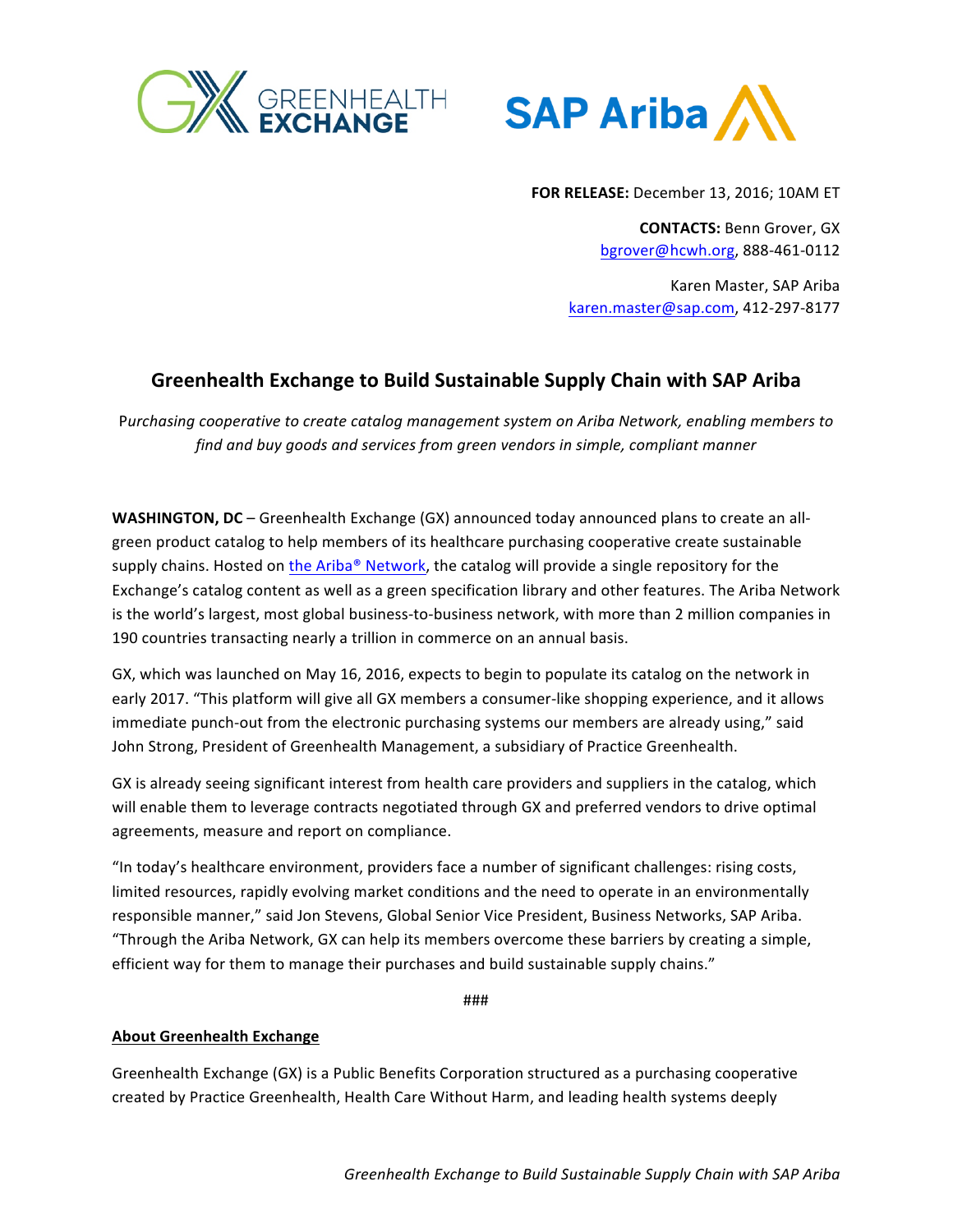**FOR RELEASE:** December 13, 2016; 10AM ET

**CONTACTS:** Benn Grover, GX
bgrover@hcwh.org, 888-461-0112

Karen Master, SAP Ariba
karen.master@sap.com, 412-297-8177

# Greenhealth Exchange to Build Sustainable Supply Chain with SAP Ariba

*Purchasing cooperative to create catalog management system on Ariba Network, enabling members to find and buy goods and services from green vendors in simple, compliant manner*

**WASHINGTON, DC** – Greenhealth Exchange (GX) announced today announced plans to create an all-green product catalog to help members of its healthcare purchasing cooperative create sustainable supply chains. Hosted on the Ariba® Network, the catalog will provide a single repository for the Exchange's catalog content as well as a green specification library and other features. The Ariba Network is the world's largest, most global business-to-business network, with more than 2 million companies in 190 countries transacting nearly a trillion in commerce on an annual basis.

GX, which was launched on May 16, 2016, expects to begin to populate its catalog on the network in early 2017. "This platform will give all GX members a consumer-like shopping experience, and it allows immediate punch-out from the electronic purchasing systems our members are already using," said John Strong, President of Greenhealth Management, a subsidiary of Practice Greenhealth.

GX is already seeing significant interest from health care providers and suppliers in the catalog, which will enable them to leverage contracts negotiated through GX and preferred vendors to drive optimal agreements, measure and report on compliance.

"In today's healthcare environment, providers face a number of significant challenges: rising costs, limited resources, rapidly evolving market conditions and the need to operate in an environmentally responsible manner," said Jon Stevens, Global Senior Vice President, Business Networks, SAP Ariba. "Through the Ariba Network, GX can help its members overcome these barriers by creating a simple, efficient way for them to manage their purchases and build sustainable supply chains."

###

## About Greenhealth Exchange

Greenhealth Exchange (GX) is a Public Benefits Corporation structured as a purchasing cooperative created by Practice Greenhealth, Health Care Without Harm, and leading health systems deeply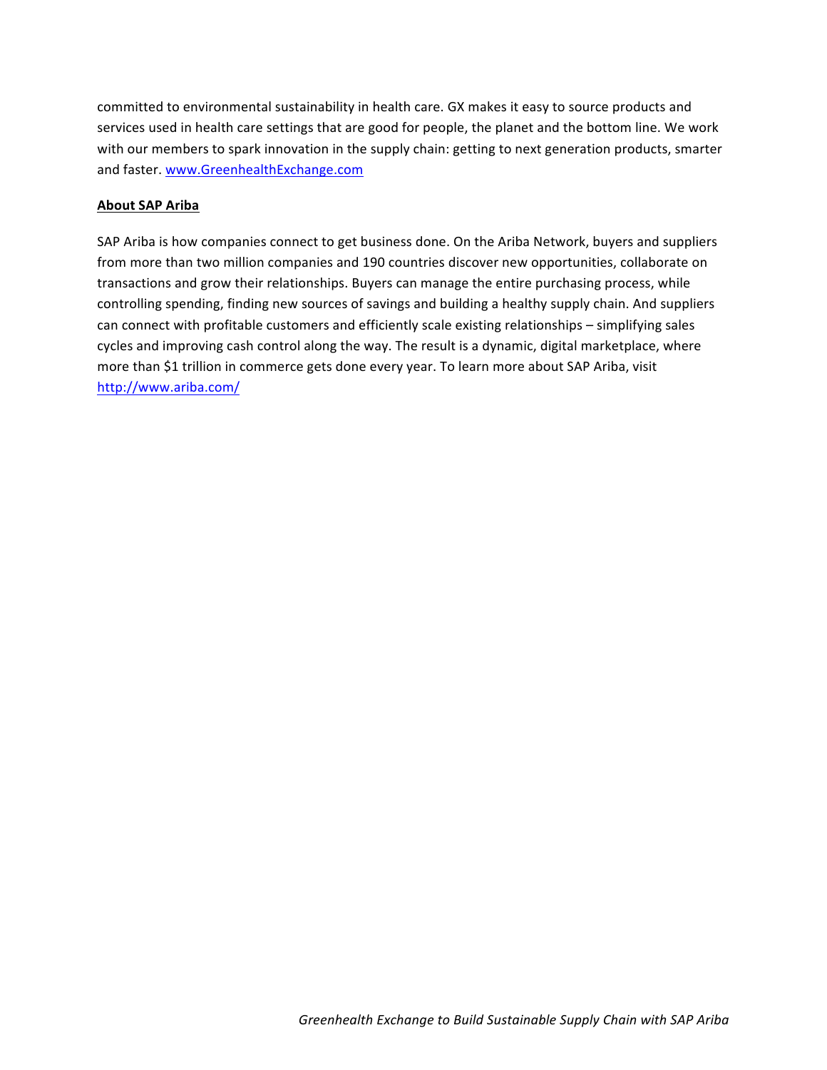committed to environmental sustainability in health care. GX makes it easy to source products and services used in health care settings that are good for people, the planet and the bottom line. We work with our members to spark innovation in the supply chain: getting to next generation products, smarter and faster. [www.GreenhealthExchange.com](www.GreenhealthExchange.com)

**About SAP Ariba**

SAP Ariba is how companies connect to get business done. On the Ariba Network, buyers and suppliers from more than two million companies and 190 countries discover new opportunities, collaborate on transactions and grow their relationships. Buyers can manage the entire purchasing process, while controlling spending, finding new sources of savings and building a healthy supply chain. And suppliers can connect with profitable customers and efficiently scale existing relationships – simplifying sales cycles and improving cash control along the way. The result is a dynamic, digital marketplace, where more than $1 trillion in commerce gets done every year. To learn more about SAP Ariba, visit [http://www.ariba.com/](http://www.ariba.com/)